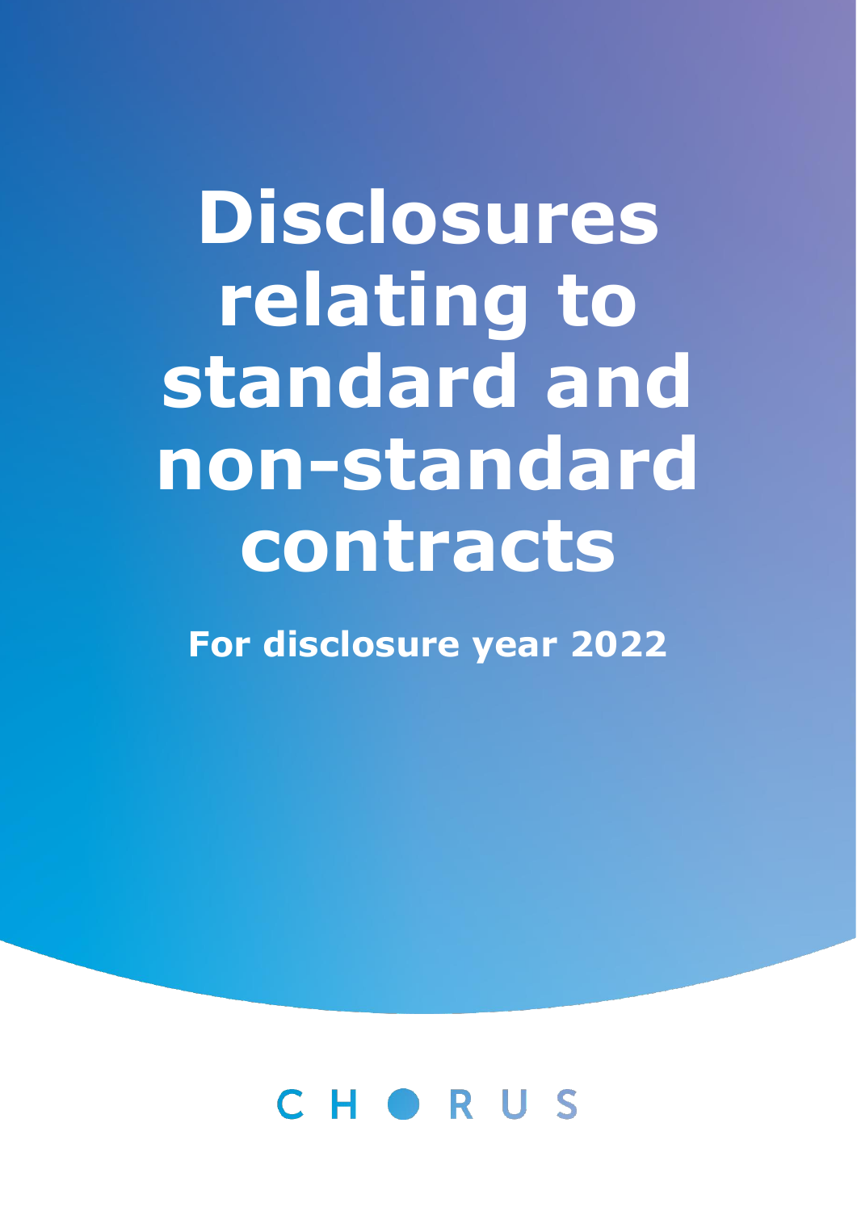# Disclosures relating to standard and non-standard contracts

**For disclosure year 2022**

CHORUS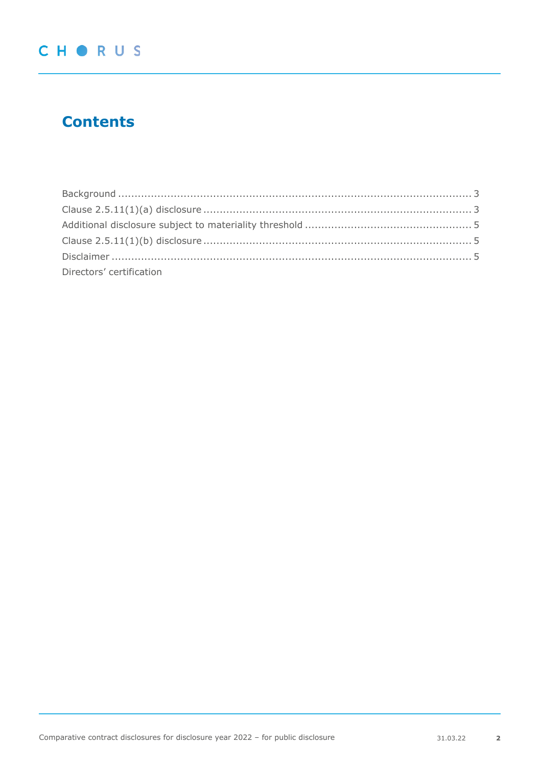# Contents

Background .......................................................................................................... 3
Clause 2.5.11(1)(a) disclosure ................................................................................. 3
Additional disclosure subject to materiality threshold ................................................. 5
Clause 2.5.11(1)(b) disclosure ................................................................................. 5
Disclaimer ............................................................................................................ 5
Directors' certification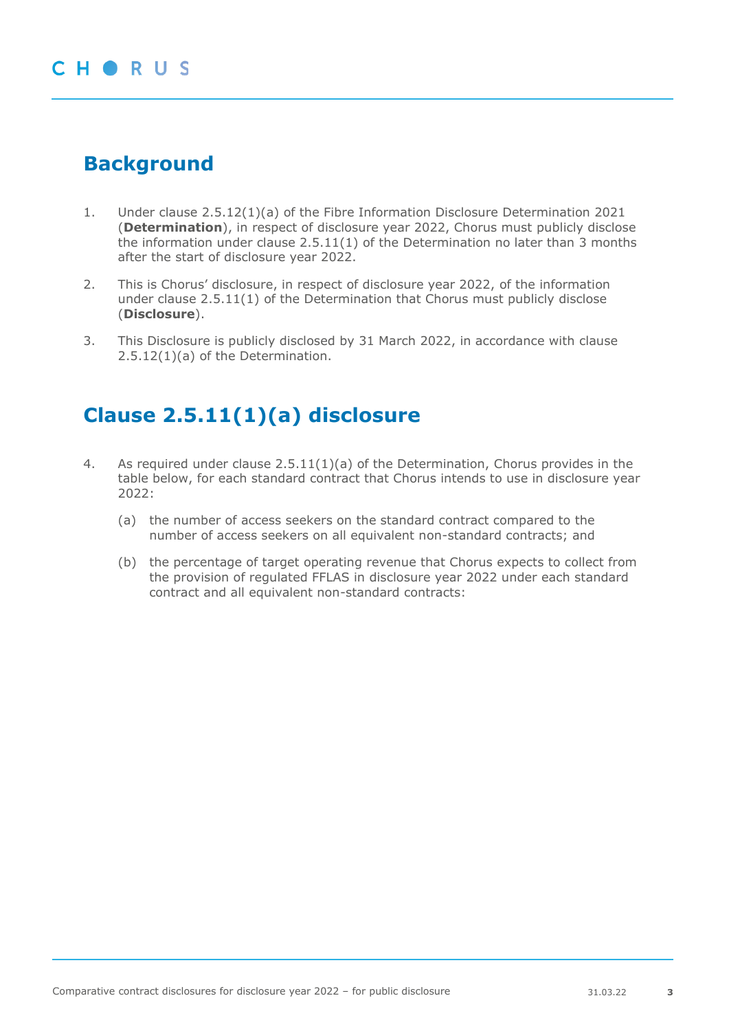## Background

1. Under clause 2.5.12(1)(a) of the Fibre Information Disclosure Determination 2021 (**Determination**), in respect of disclosure year 2022, Chorus must publicly disclose the information under clause 2.5.11(1) of the Determination no later than 3 months after the start of disclosure year 2022.

2. This is Chorus' disclosure, in respect of disclosure year 2022, of the information under clause 2.5.11(1) of the Determination that Chorus must publicly disclose (**Disclosure**).

3. This Disclosure is publicly disclosed by 31 March 2022, in accordance with clause 2.5.12(1)(a) of the Determination.

## Clause 2.5.11(1)(a) disclosure

4. As required under clause 2.5.11(1)(a) of the Determination, Chorus provides in the table below, for each standard contract that Chorus intends to use in disclosure year 2022:

   (a) the number of access seekers on the standard contract compared to the number of access seekers on all equivalent non-standard contracts; and

   (b) the percentage of target operating revenue that Chorus expects to collect from the provision of regulated FFLAS in disclosure year 2022 under each standard contract and all equivalent non-standard contracts: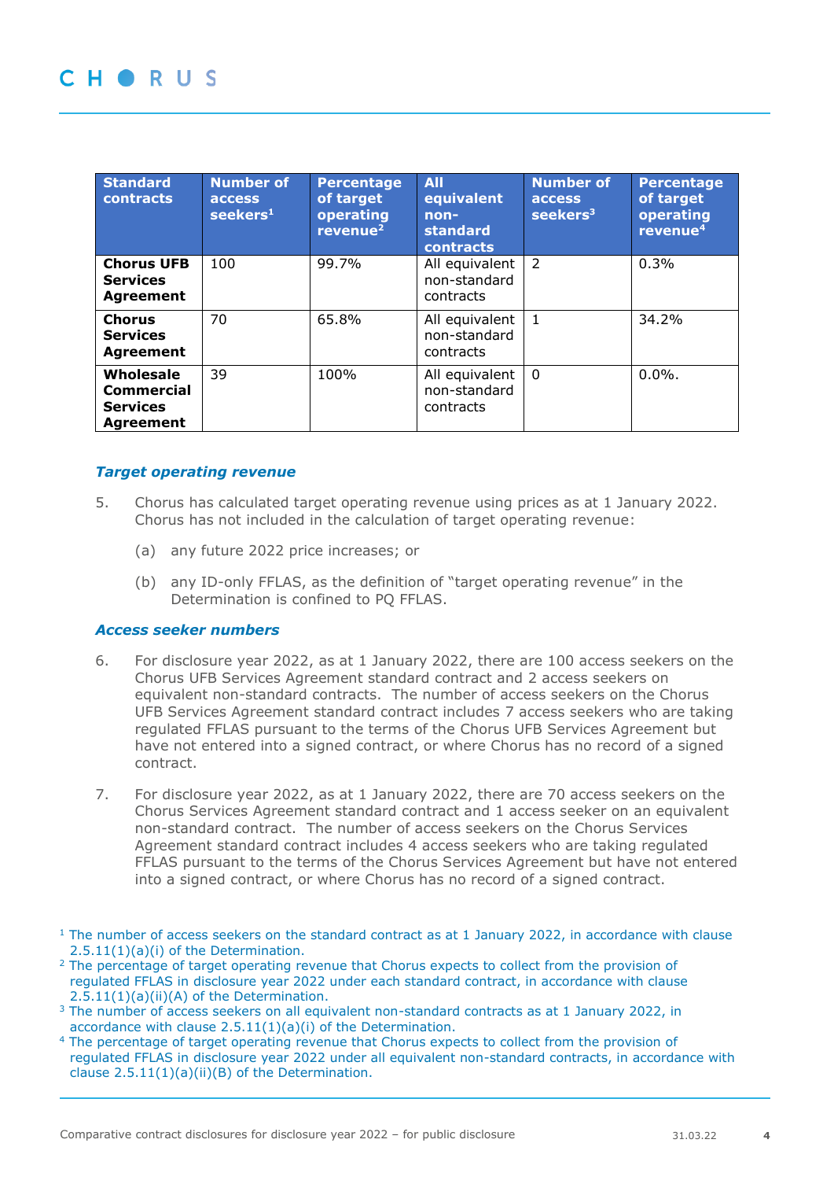| Standard contracts | Number of access seekers[1] | Percentage of target operating revenue[2] | All equivalent non-standard contracts | Number of access seekers[3] | Percentage of target operating revenue[4] |
|---|---|---|---|---|---|
| **Chorus UFB Services Agreement** | 100 | 99.7% | All equivalent non-standard contracts | 2 | 0.3% |
| **Chorus Services Agreement** | 70 | 65.8% | All equivalent non-standard contracts | 1 | 34.2% |
| **Wholesale Commercial Services Agreement** | 39 | 100% | All equivalent non-standard contracts | 0 | 0.0%. |

### *Target operating revenue*

5. Chorus has calculated target operating revenue using prices as at 1 January 2022. Chorus has not included in the calculation of target operating revenue:

   (a) any future 2022 price increases; or

   (b) any ID-only FFLAS, as the definition of "target operating revenue" in the Determination is confined to PQ FFLAS.

### *Access seeker numbers*

6. For disclosure year 2022, as at 1 January 2022, there are 100 access seekers on the Chorus UFB Services Agreement standard contract and 2 access seekers on equivalent non-standard contracts. The number of access seekers on the Chorus UFB Services Agreement standard contract includes 7 access seekers who are taking regulated FFLAS pursuant to the terms of the Chorus UFB Services Agreement but have not entered into a signed contract, or where Chorus has no record of a signed contract.

7. For disclosure year 2022, as at 1 January 2022, there are 70 access seekers on the Chorus Services Agreement standard contract and 1 access seeker on an equivalent non-standard contract. The number of access seekers on the Chorus Services Agreement standard contract includes 4 access seekers who are taking regulated FFLAS pursuant to the terms of the Chorus Services Agreement but have not entered into a signed contract, or where Chorus has no record of a signed contract.

[1] The number of access seekers on the standard contract as at 1 January 2022, in accordance with clause 2.5.11(1)(a)(i) of the Determination.

[2] The percentage of target operating revenue that Chorus expects to collect from the provision of regulated FFLAS in disclosure year 2022 under each standard contract, in accordance with clause 2.5.11(1)(a)(ii)(A) of the Determination.

[3] The number of access seekers on all equivalent non-standard contracts as at 1 January 2022, in accordance with clause 2.5.11(1)(a)(i) of the Determination.

[4] The percentage of target operating revenue that Chorus expects to collect from the provision of regulated FFLAS in disclosure year 2022 under all equivalent non-standard contracts, in accordance with clause 2.5.11(1)(a)(ii)(B) of the Determination.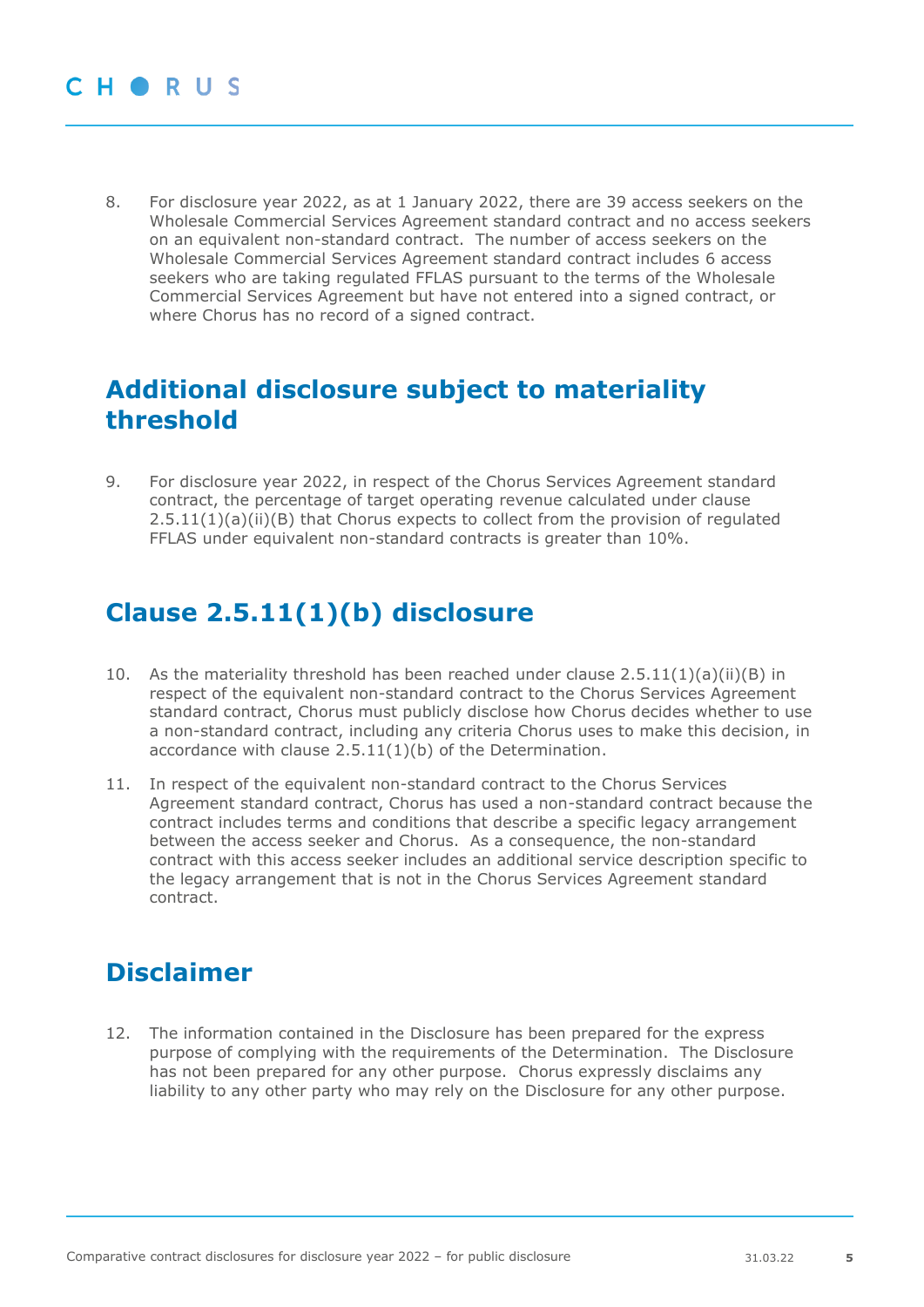8. For disclosure year 2022, as at 1 January 2022, there are 39 access seekers on the Wholesale Commercial Services Agreement standard contract and no access seekers on an equivalent non-standard contract. The number of access seekers on the Wholesale Commercial Services Agreement standard contract includes 6 access seekers who are taking regulated FFLAS pursuant to the terms of the Wholesale Commercial Services Agreement but have not entered into a signed contract, or where Chorus has no record of a signed contract.

## Additional disclosure subject to materiality threshold

9. For disclosure year 2022, in respect of the Chorus Services Agreement standard contract, the percentage of target operating revenue calculated under clause 2.5.11(1)(a)(ii)(B) that Chorus expects to collect from the provision of regulated FFLAS under equivalent non-standard contracts is greater than 10%.

## Clause 2.5.11(1)(b) disclosure

10. As the materiality threshold has been reached under clause 2.5.11(1)(a)(ii)(B) in respect of the equivalent non-standard contract to the Chorus Services Agreement standard contract, Chorus must publicly disclose how Chorus decides whether to use a non-standard contract, including any criteria Chorus uses to make this decision, in accordance with clause 2.5.11(1)(b) of the Determination.

11. In respect of the equivalent non-standard contract to the Chorus Services Agreement standard contract, Chorus has used a non-standard contract because the contract includes terms and conditions that describe a specific legacy arrangement between the access seeker and Chorus. As a consequence, the non-standard contract with this access seeker includes an additional service description specific to the legacy arrangement that is not in the Chorus Services Agreement standard contract.

## Disclaimer

12. The information contained in the Disclosure has been prepared for the express purpose of complying with the requirements of the Determination. The Disclosure has not been prepared for any other purpose. Chorus expressly disclaims any liability to any other party who may rely on the Disclosure for any other purpose.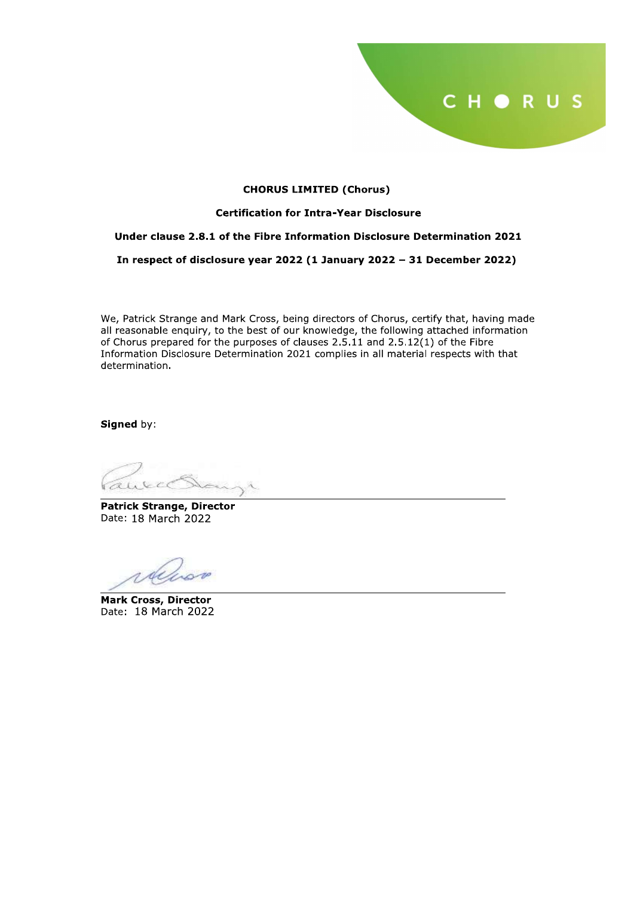CHORUS

**CHORUS LIMITED (Chorus)**

**Certification for Intra-Year Disclosure**

**Under clause 2.8.1 of the Fibre Information Disclosure Determination 2021**

**In respect of disclosure year 2022 (1 January 2022 – 31 December 2022)**

We, Patrick Strange and Mark Cross, being directors of Chorus, certify that, having made all reasonable enquiry, to the best of our knowledge, the following attached information of Chorus prepared for the purposes of clauses 2.5.11 and 2.5.12(1) of the Fibre Information Disclosure Determination 2021 complies in all material respects with that determination.

**Signed** by:

**Patrick Strange, Director**
Date: 18 March 2022

**Mark Cross, Director**
Date: 18 March 2022